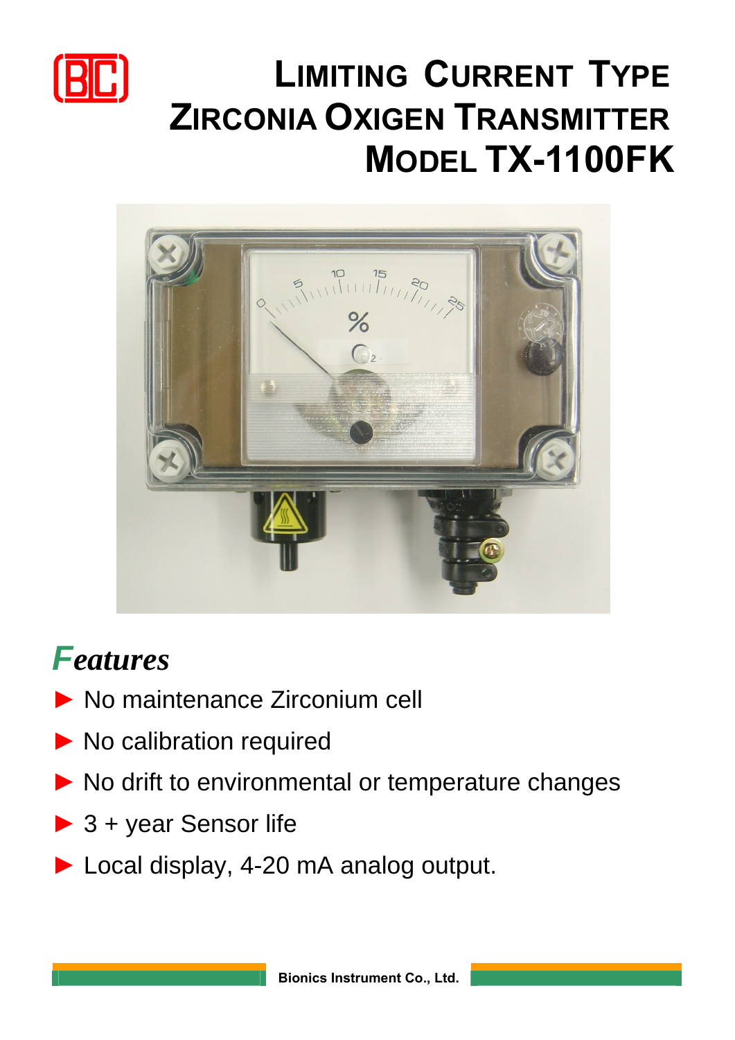# LIMITING CURRENT TYPE ZIRCONIA OXIGEN TRANSMITTER MODEL TX-1100FK

## Features

- No maintenance Zirconium cell
- No calibration required
- No drift to environmental or temperature changes
- 3 + year Sensor life
- Local display, 4-20 mA analog output.

Bionics Instrument Co., Ltd.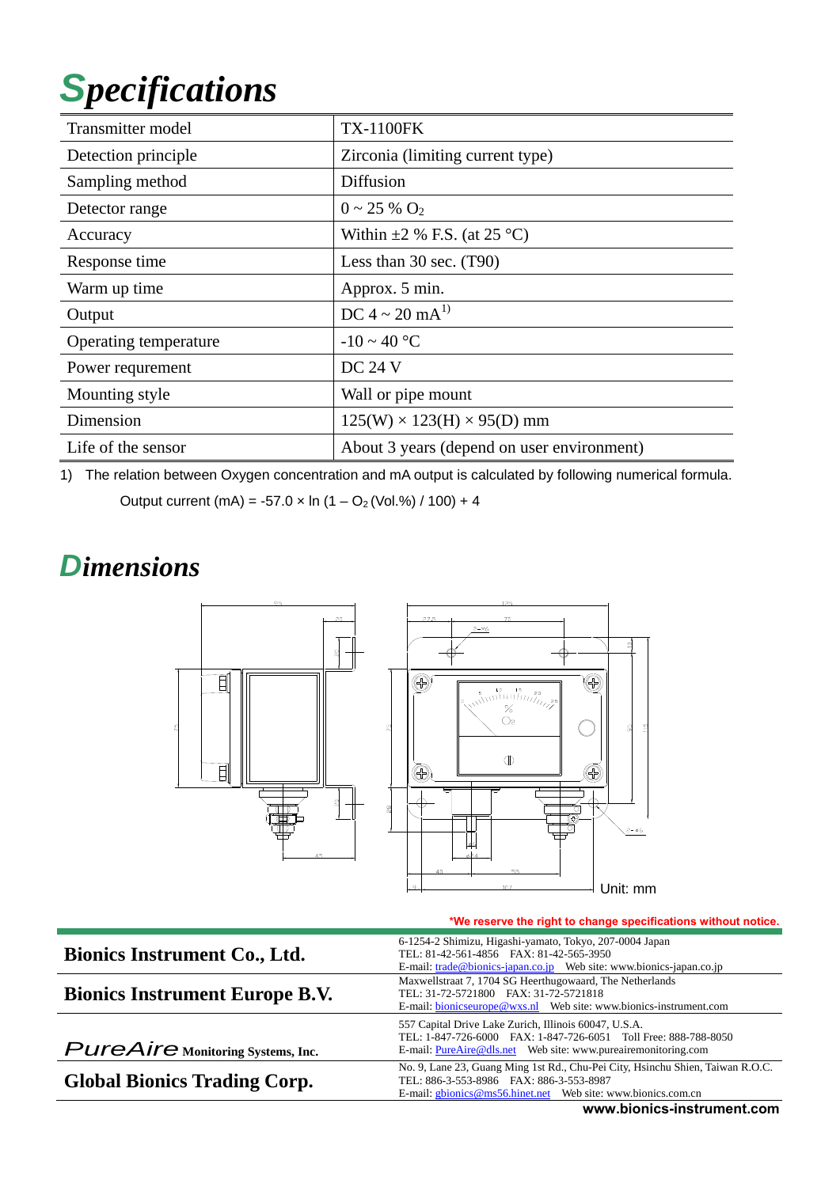# Specifications

| | |
|---|---|
| Transmitter model | TX-1100FK |
| Detection principle | Zirconia (limiting current type) |
| Sampling method | Diffusion |
| Detector range | 0 ~ 25 % $O_2$ |
| Accuracy | Within ±2 % F.S. (at 25 °C) |
| Response time | Less than 30 sec. (T90) |
| Warm up time | Approx. 5 min. |
| Output | DC 4 ~ 20 mA[1)] |
| Operating temperature | -10 ~ 40 °C |
| Power requrement | DC 24 V |
| Mounting style | Wall or pipe mount |
| Dimension | 125(W) × 123(H) × 95(D) mm |
| Life of the sensor | About 3 years (depend on user environment) |

1) The relation between Oxygen concentration and mA output is calculated by following numerical formula.

Output current (mA) = -57.0 × ln (1 – $O_2$ (Vol.%) / 100) + 4

# Dimensions

Unit: mm

*We reserve the right to change specifications without notice.

| | |
|---|---|
| **Bionics Instrument Co., Ltd.** | 6-1254-2 Shimizu, Higashi-yamato, Tokyo, 207-0004 Japan<br>TEL: 81-42-561-4856 FAX: 81-42-565-3950<br>E-mail: trade@bionics-japan.co.jp Web site: www.bionics-japan.co.jp |
| **Bionics Instrument Europe B.V.** | Maxwellstraat 7, 1704 SG Heerthugowaard, The Netherlands<br>TEL: 31-72-5721800 FAX: 31-72-5721818<br>E-mail: bionicseurope@wxs.nl Web site: www.bionics-instrument.com |
| **PureAire Monitoring Systems, Inc.** | 557 Capital Drive Lake Zurich, Illinois 60047, U.S.A.<br>TEL: 1-847-726-6000 FAX: 1-847-726-6051 Toll Free: 888-788-8050<br>E-mail: PureAire@dls.net Web site: www.pureairemonitoring.com |
| **Global Bionics Trading Corp.** | No. 9, Lane 23, Guang Ming 1st Rd., Chu-Pei City, Hsinchu Shien, Taiwan R.O.C.<br>TEL: 886-3-553-8986 FAX: 886-3-553-8987<br>E-mail: gbionics@ms56.hinet.net Web site: www.bionics.com.cn |

**www.bionics-instrument.com**